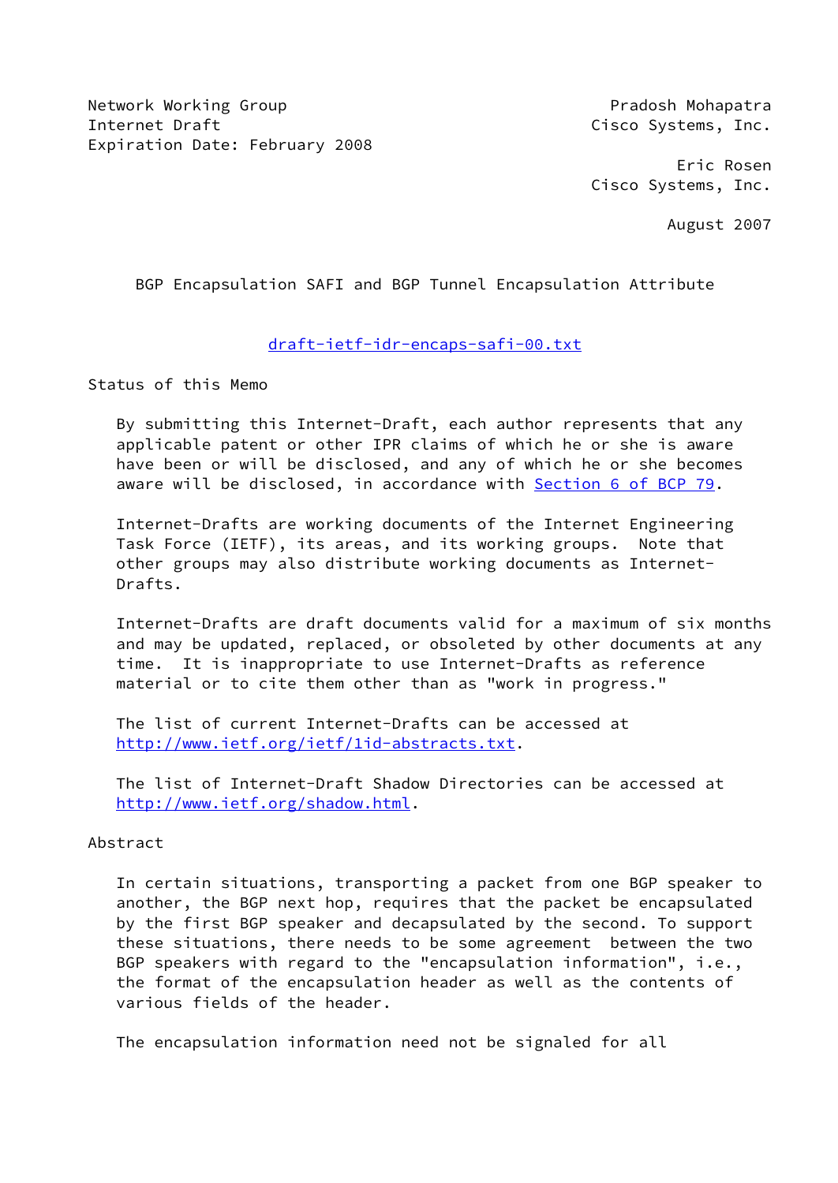Network Working Group Pradosh Mohapatra
Internet Draft Cisco Systems, Inc.
Expiration Date: February 2008

Eric Rosen
Cisco Systems, Inc.

August 2007

# BGP Encapsulation SAFI and BGP Tunnel Encapsulation Attribute

draft-ietf-idr-encaps-safi-00.txt

## Status of this Memo

By submitting this Internet-Draft, each author represents that any applicable patent or other IPR claims of which he or she is aware have been or will be disclosed, and any of which he or she becomes aware will be disclosed, in accordance with Section 6 of BCP 79.

Internet-Drafts are working documents of the Internet Engineering Task Force (IETF), its areas, and its working groups. Note that other groups may also distribute working documents as Internet-Drafts.

Internet-Drafts are draft documents valid for a maximum of six months and may be updated, replaced, or obsoleted by other documents at any time. It is inappropriate to use Internet-Drafts as reference material or to cite them other than as "work in progress."

The list of current Internet-Drafts can be accessed at http://www.ietf.org/ietf/1id-abstracts.txt.

The list of Internet-Draft Shadow Directories can be accessed at http://www.ietf.org/shadow.html.

## Abstract

In certain situations, transporting a packet from one BGP speaker to another, the BGP next hop, requires that the packet be encapsulated by the first BGP speaker and decapsulated by the second. To support these situations, there needs to be some agreement between the two BGP speakers with regard to the "encapsulation information", i.e., the format of the encapsulation header as well as the contents of various fields of the header.

The encapsulation information need not be signaled for all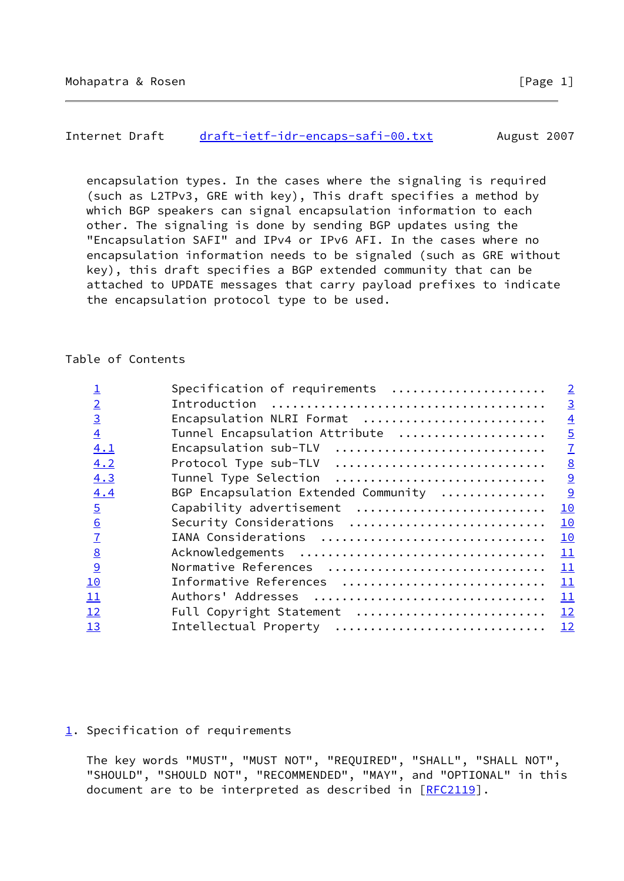encapsulation types. In the cases where the signaling is required (such as L2TPv3, GRE with key), This draft specifies a method by which BGP speakers can signal encapsulation information to each other. The signaling is done by sending BGP updates using the "Encapsulation SAFI" and IPv4 or IPv6 AFI. In the cases where no encapsulation information needs to be signaled (such as GRE without key), this draft specifies a BGP extended community that can be attached to UPDATE messages that carry payload prefixes to indicate the encapsulation protocol type to be used.

## Table of Contents

| | | |
|---|---|---|
| 1 | Specification of requirements | 2 |
| 2 | Introduction | 3 |
| 3 | Encapsulation NLRI Format | 4 |
| 4 | Tunnel Encapsulation Attribute | 5 |
| 4.1 | Encapsulation sub-TLV | 7 |
| 4.2 | Protocol Type sub-TLV | 8 |
| 4.3 | Tunnel Type Selection | 9 |
| 4.4 | BGP Encapsulation Extended Community | 9 |
| 5 | Capability advertisement | 10 |
| 6 | Security Considerations | 10 |
| 7 | IANA Considerations | 10 |
| 8 | Acknowledgements | 11 |
| 9 | Normative References | 11 |
| 10 | Informative References | 11 |
| 11 | Authors' Addresses | 11 |
| 12 | Full Copyright Statement | 12 |
| 13 | Intellectual Property | 12 |

## 1. Specification of requirements

The key words "MUST", "MUST NOT", "REQUIRED", "SHALL", "SHALL NOT", "SHOULD", "SHOULD NOT", "RECOMMENDED", "MAY", and "OPTIONAL" in this document are to be interpreted as described in [RFC2119].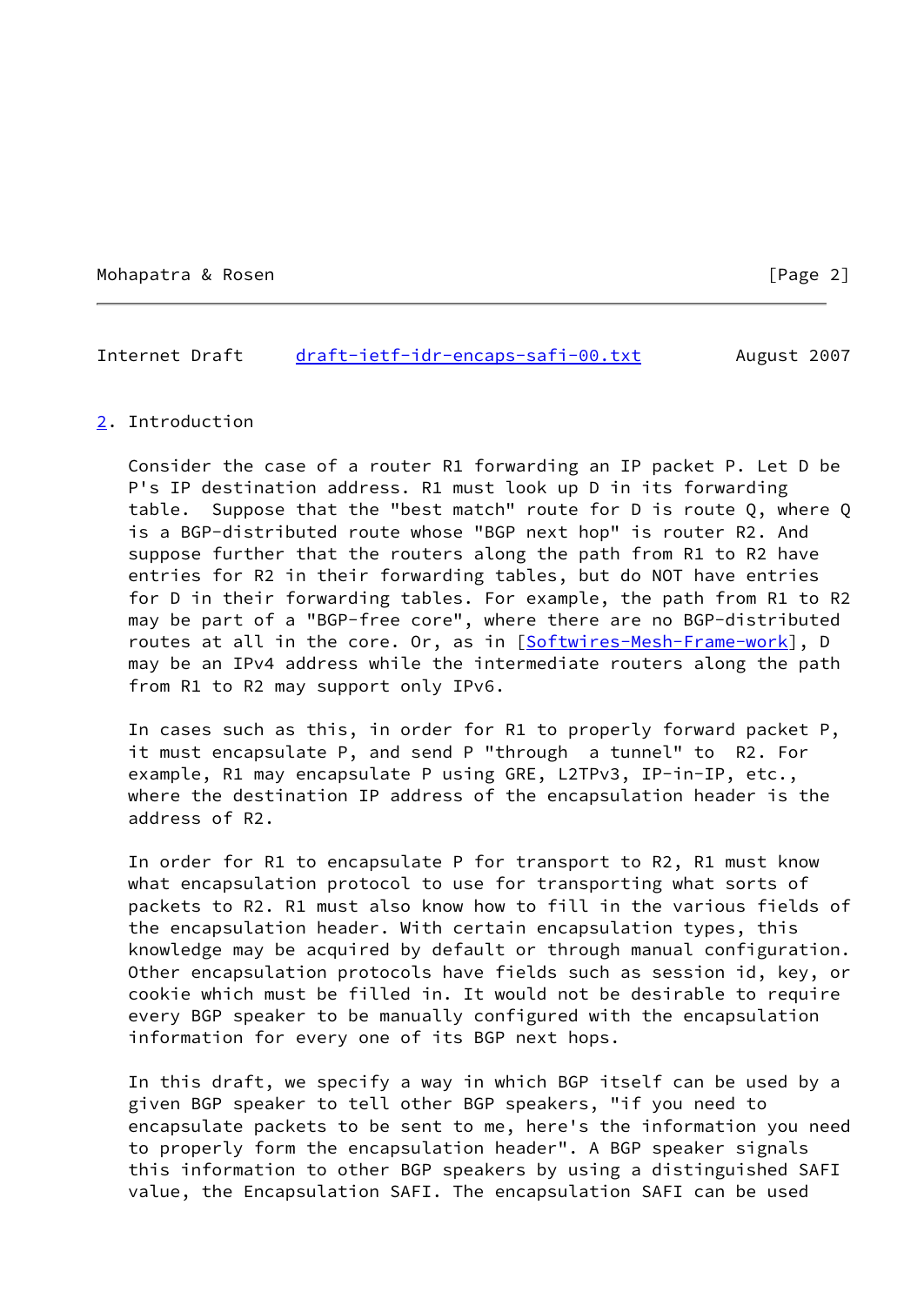## 2. Introduction

Consider the case of a router R1 forwarding an IP packet P. Let D be P's IP destination address. R1 must look up D in its forwarding table. Suppose that the "best match" route for D is route Q, where Q is a BGP-distributed route whose "BGP next hop" is router R2. And suppose further that the routers along the path from R1 to R2 have entries for R2 in their forwarding tables, but do NOT have entries for D in their forwarding tables. For example, the path from R1 to R2 may be part of a "BGP-free core", where there are no BGP-distributed routes at all in the core. Or, as in [Softwires-Mesh-Frame-work], D may be an IPv4 address while the intermediate routers along the path from R1 to R2 may support only IPv6.

In cases such as this, in order for R1 to properly forward packet P, it must encapsulate P, and send P "through a tunnel" to R2. For example, R1 may encapsulate P using GRE, L2TPv3, IP-in-IP, etc., where the destination IP address of the encapsulation header is the address of R2.

In order for R1 to encapsulate P for transport to R2, R1 must know what encapsulation protocol to use for transporting what sorts of packets to R2. R1 must also know how to fill in the various fields of the encapsulation header. With certain encapsulation types, this knowledge may be acquired by default or through manual configuration. Other encapsulation protocols have fields such as session id, key, or cookie which must be filled in. It would not be desirable to require every BGP speaker to be manually configured with the encapsulation information for every one of its BGP next hops.

In this draft, we specify a way in which BGP itself can be used by a given BGP speaker to tell other BGP speakers, "if you need to encapsulate packets to be sent to me, here's the information you need to properly form the encapsulation header". A BGP speaker signals this information to other BGP speakers by using a distinguished SAFI value, the Encapsulation SAFI. The encapsulation SAFI can be used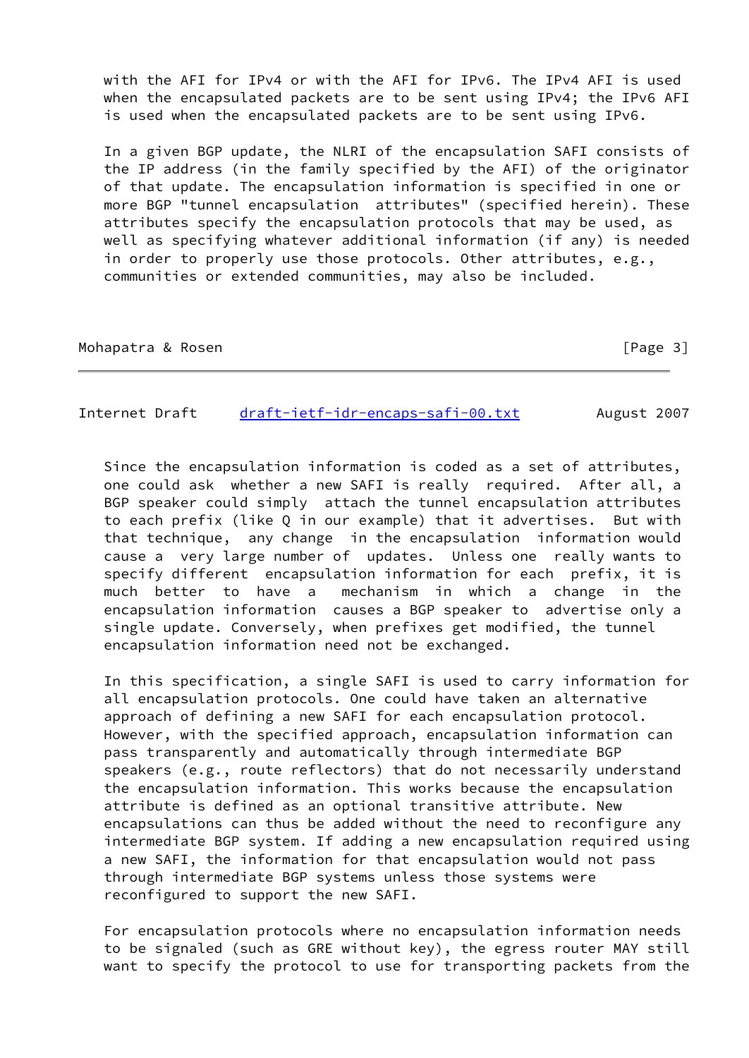with the AFI for IPv4 or with the AFI for IPv6. The IPv4 AFI is used when the encapsulated packets are to be sent using IPv4; the IPv6 AFI is used when the encapsulated packets are to be sent using IPv6.

In a given BGP update, the NLRI of the encapsulation SAFI consists of the IP address (in the family specified by the AFI) of the originator of that update. The encapsulation information is specified in one or more BGP "tunnel encapsulation attributes" (specified herein). These attributes specify the encapsulation protocols that may be used, as well as specifying whatever additional information (if any) is needed in order to properly use those protocols. Other attributes, e.g., communities or extended communities, may also be included.

Since the encapsulation information is coded as a set of attributes, one could ask whether a new SAFI is really required. After all, a BGP speaker could simply attach the tunnel encapsulation attributes to each prefix (like Q in our example) that it advertises. But with that technique, any change in the encapsulation information would cause a very large number of updates. Unless one really wants to specify different encapsulation information for each prefix, it is much better to have a mechanism in which a change in the encapsulation information causes a BGP speaker to advertise only a single update. Conversely, when prefixes get modified, the tunnel encapsulation information need not be exchanged.

In this specification, a single SAFI is used to carry information for all encapsulation protocols. One could have taken an alternative approach of defining a new SAFI for each encapsulation protocol. However, with the specified approach, encapsulation information can pass transparently and automatically through intermediate BGP speakers (e.g., route reflectors) that do not necessarily understand the encapsulation information. This works because the encapsulation attribute is defined as an optional transitive attribute. New encapsulations can thus be added without the need to reconfigure any intermediate BGP system. If adding a new encapsulation required using a new SAFI, the information for that encapsulation would not pass through intermediate BGP systems unless those systems were reconfigured to support the new SAFI.

For encapsulation protocols where no encapsulation information needs to be signaled (such as GRE without key), the egress router MAY still want to specify the protocol to use for transporting packets from the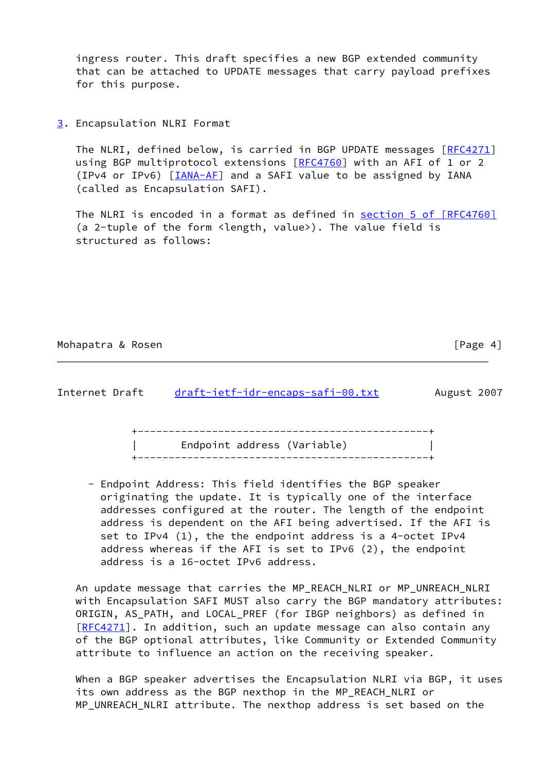ingress router. This draft specifies a new BGP extended community that can be attached to UPDATE messages that carry payload prefixes for this purpose.

## 3. Encapsulation NLRI Format

The NLRI, defined below, is carried in BGP UPDATE messages [RFC4271] using BGP multiprotocol extensions [RFC4760] with an AFI of 1 or 2 (IPv4 or IPv6) [IANA-AF] and a SAFI value to be assigned by IANA (called as Encapsulation SAFI).

The NLRI is encoded in a format as defined in section 5 of [RFC4760] (a 2-tuple of the form <length, value>). The value field is structured as follows:

```
+-----------------------------------------------+
|       Endpoint address (Variable)             |
+-----------------------------------------------+
```

- Endpoint Address: This field identifies the BGP speaker originating the update. It is typically one of the interface addresses configured at the router. The length of the endpoint address is dependent on the AFI being advertised. If the AFI is set to IPv4 (1), the the endpoint address is a 4-octet IPv4 address whereas if the AFI is set to IPv6 (2), the endpoint address is a 16-octet IPv6 address.

An update message that carries the MP_REACH_NLRI or MP_UNREACH_NLRI with Encapsulation SAFI MUST also carry the BGP mandatory attributes: ORIGIN, AS_PATH, and LOCAL_PREF (for IBGP neighbors) as defined in [RFC4271]. In addition, such an update message can also contain any of the BGP optional attributes, like Community or Extended Community attribute to influence an action on the receiving speaker.

When a BGP speaker advertises the Encapsulation NLRI via BGP, it uses its own address as the BGP nexthop in the MP_REACH_NLRI or MP_UNREACH_NLRI attribute. The nexthop address is set based on the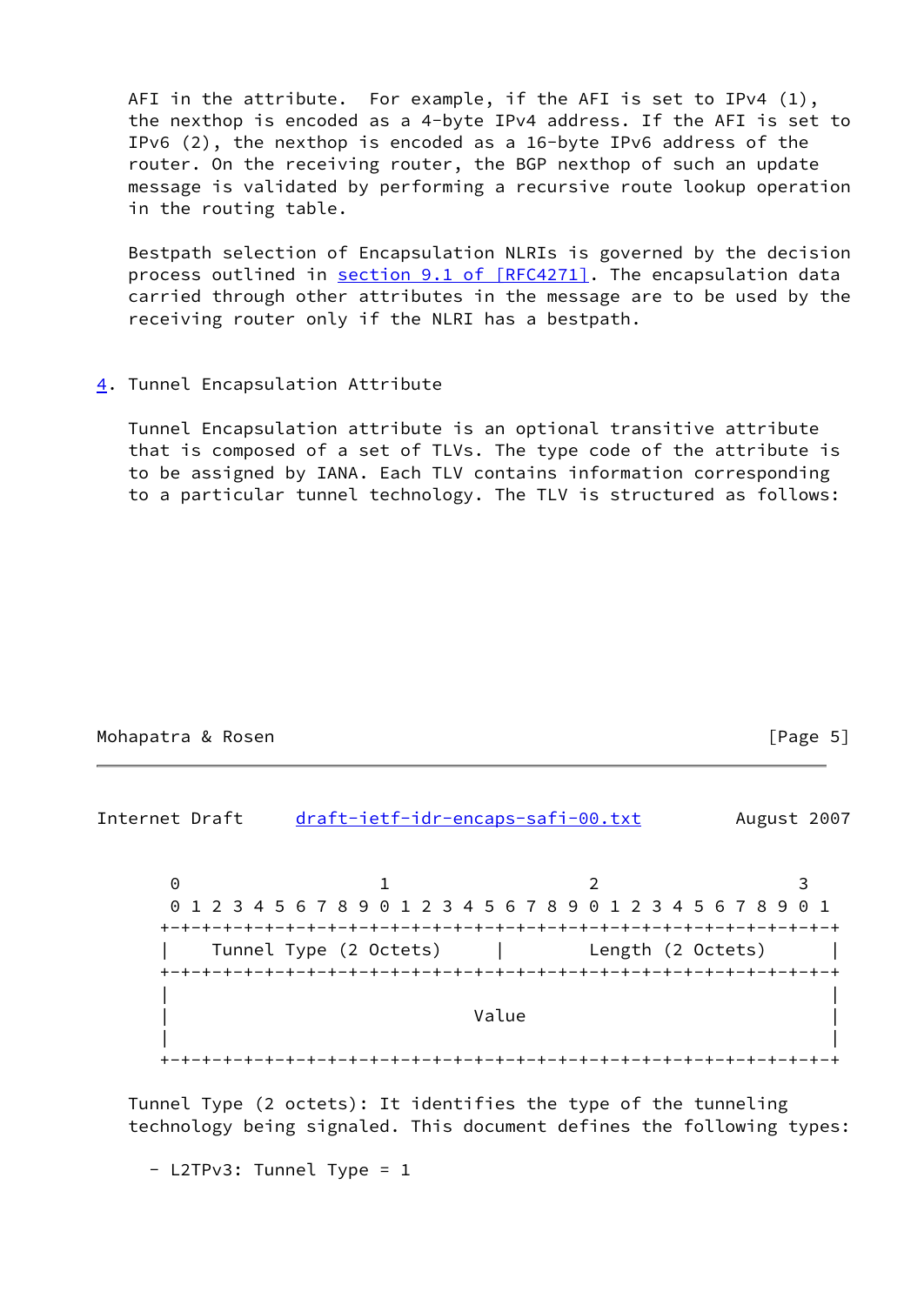AFI in the attribute. For example, if the AFI is set to IPv4 (1), the nexthop is encoded as a 4-byte IPv4 address. If the AFI is set to IPv6 (2), the nexthop is encoded as a 16-byte IPv6 address of the router. On the receiving router, the BGP nexthop of such an update message is validated by performing a recursive route lookup operation in the routing table.

Bestpath selection of Encapsulation NLRIs is governed by the decision process outlined in section 9.1 of [RFC4271]. The encapsulation data carried through other attributes in the message are to be used by the receiving router only if the NLRI has a bestpath.

## 4. Tunnel Encapsulation Attribute

Tunnel Encapsulation attribute is an optional transitive attribute that is composed of a set of TLVs. The type code of the attribute is to be assigned by IANA. Each TLV contains information corresponding to a particular tunnel technology. The TLV is structured as follows:

```
 0                   1                   2                   3
 0 1 2 3 4 5 6 7 8 9 0 1 2 3 4 5 6 7 8 9 0 1 2 3 4 5 6 7 8 9 0 1
+-+-+-+-+-+-+-+-+-+-+-+-+-+-+-+-+-+-+-+-+-+-+-+-+-+-+-+-+-+-+-+-+
|    Tunnel Type (2 Octets)     |        Length (2 Octets)      |
+-+-+-+-+-+-+-+-+-+-+-+-+-+-+-+-+-+-+-+-+-+-+-+-+-+-+-+-+-+-+-+-+
|                                                               |
|                             Value                             |
|                                                               |
+-+-+-+-+-+-+-+-+-+-+-+-+-+-+-+-+-+-+-+-+-+-+-+-+-+-+-+-+-+-+-+-+
```

Tunnel Type (2 octets): It identifies the type of the tunneling technology being signaled. This document defines the following types:

- L2TPv3: Tunnel Type = 1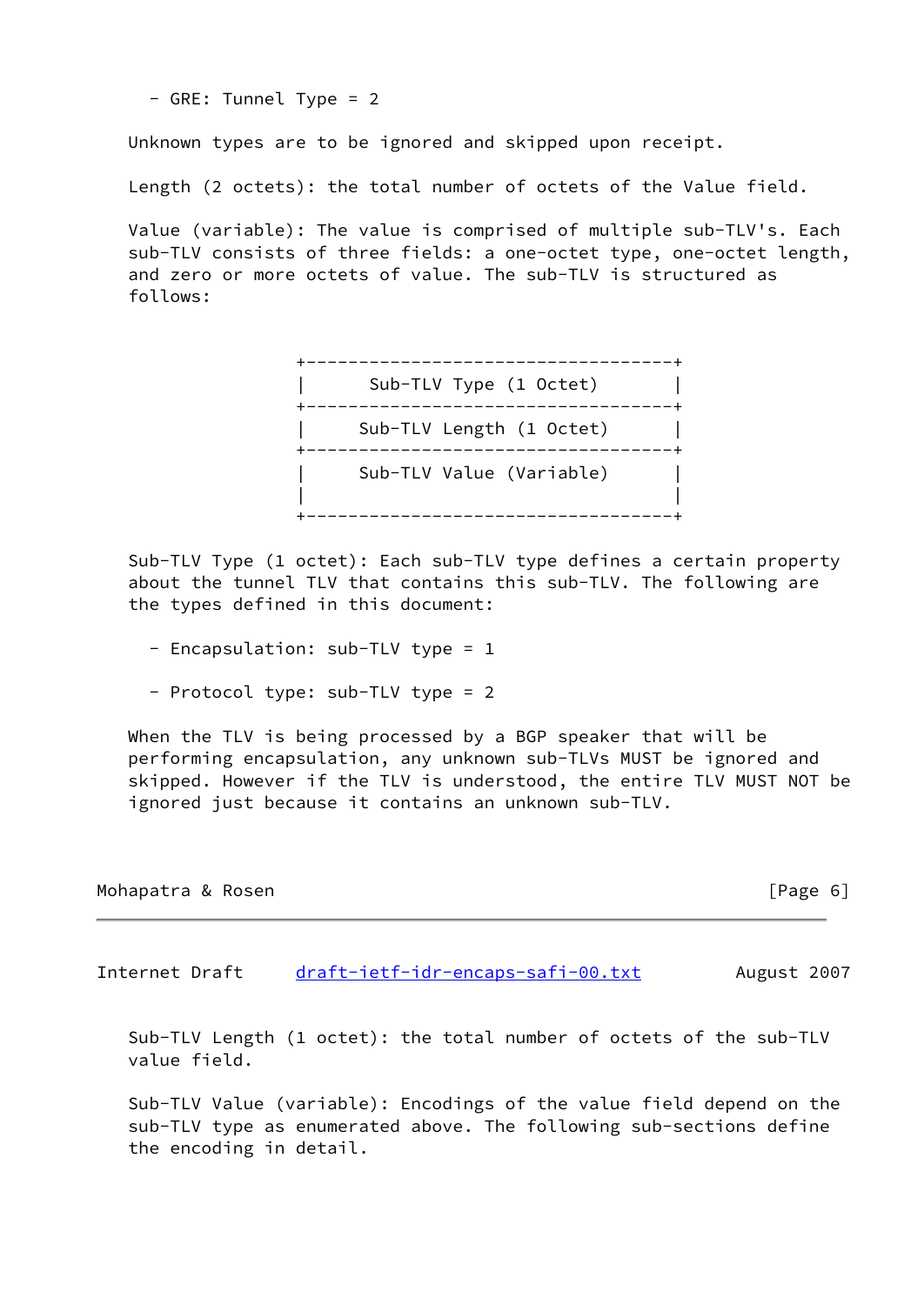- GRE: Tunnel Type = 2

Unknown types are to be ignored and skipped upon receipt.

Length (2 octets): the total number of octets of the Value field.

Value (variable): The value is comprised of multiple sub-TLV's. Each sub-TLV consists of three fields: a one-octet type, one-octet length, and zero or more octets of value. The sub-TLV is structured as follows:

```
+-----------------------------------+
|      Sub-TLV Type (1 Octet)       |
+-----------------------------------+
|     Sub-TLV Length (1 Octet)      |
+-----------------------------------+
|     Sub-TLV Value (Variable)      |
|                                   |
+-----------------------------------+
```

Sub-TLV Type (1 octet): Each sub-TLV type defines a certain property about the tunnel TLV that contains this sub-TLV. The following are the types defined in this document:

- Encapsulation: sub-TLV type = 1

- Protocol type: sub-TLV type = 2

When the TLV is being processed by a BGP speaker that will be performing encapsulation, any unknown sub-TLVs MUST be ignored and skipped. However if the TLV is understood, the entire TLV MUST NOT be ignored just because it contains an unknown sub-TLV.

Sub-TLV Length (1 octet): the total number of octets of the sub-TLV value field.

Sub-TLV Value (variable): Encodings of the value field depend on the sub-TLV type as enumerated above. The following sub-sections define the encoding in detail.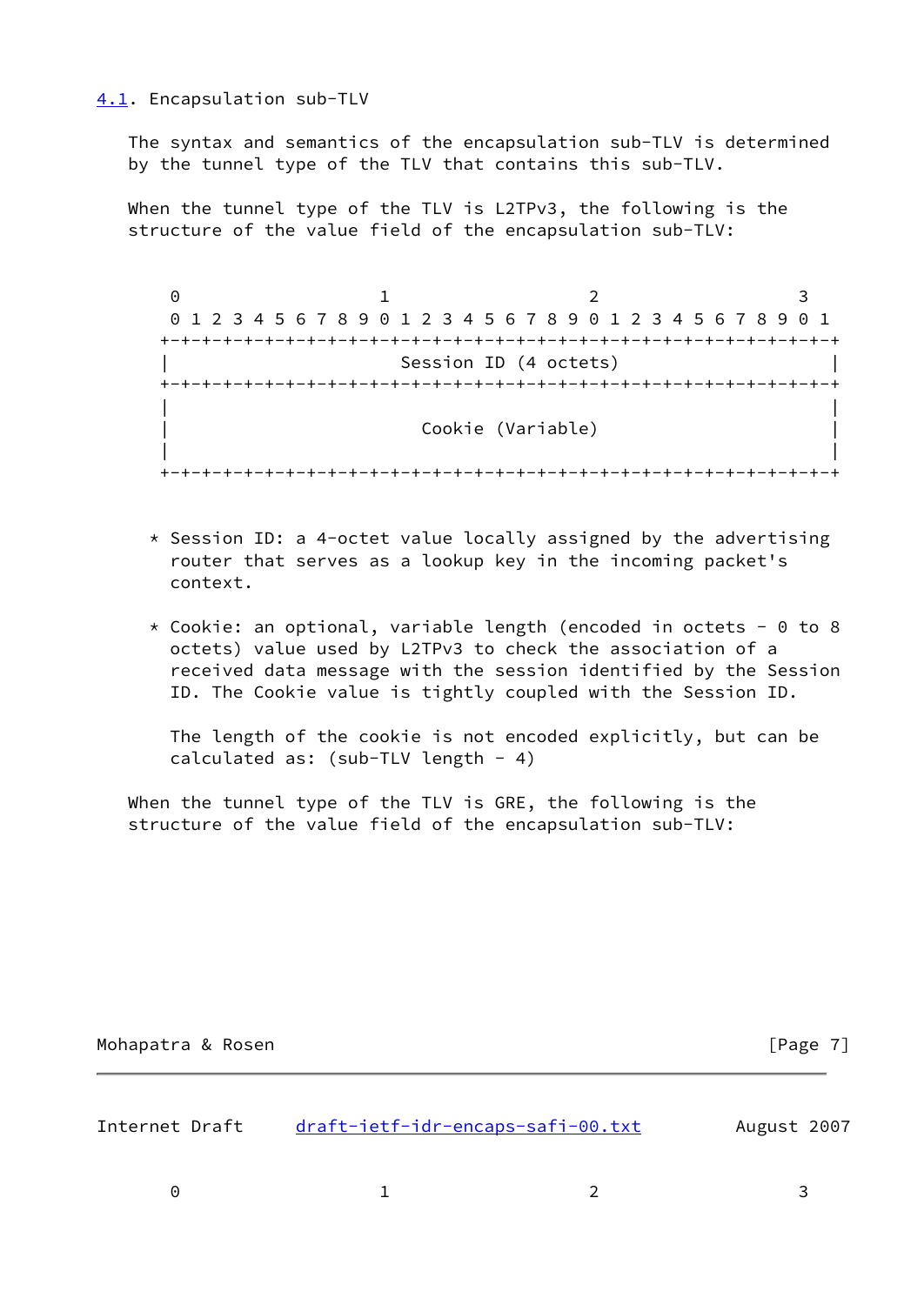### 4.1. Encapsulation sub-TLV

The syntax and semantics of the encapsulation sub-TLV is determined by the tunnel type of the TLV that contains this sub-TLV.

When the tunnel type of the TLV is L2TPv3, the following is the structure of the value field of the encapsulation sub-TLV:

```
 0                   1                   2                   3
 0 1 2 3 4 5 6 7 8 9 0 1 2 3 4 5 6 7 8 9 0 1 2 3 4 5 6 7 8 9 0 1
+-+-+-+-+-+-+-+-+-+-+-+-+-+-+-+-+-+-+-+-+-+-+-+-+-+-+-+-+-+-+-+-+
|                      Session ID (4 octets)                    |
+-+-+-+-+-+-+-+-+-+-+-+-+-+-+-+-+-+-+-+-+-+-+-+-+-+-+-+-+-+-+-+-+
|                                                               |
|                         Cookie (Variable)                     |
|                                                               |
+-+-+-+-+-+-+-+-+-+-+-+-+-+-+-+-+-+-+-+-+-+-+-+-+-+-+-+-+-+-+-+-+
```

* Session ID: a 4-octet value locally assigned by the advertising router that serves as a lookup key in the incoming packet's context.

* Cookie: an optional, variable length (encoded in octets - 0 to 8 octets) value used by L2TPv3 to check the association of a received data message with the session identified by the Session ID. The Cookie value is tightly coupled with the Session ID.

  The length of the cookie is not encoded explicitly, but can be calculated as: (sub-TLV length - 4)

When the tunnel type of the TLV is GRE, the following is the structure of the value field of the encapsulation sub-TLV:

```
 0                   1                   2                   3
```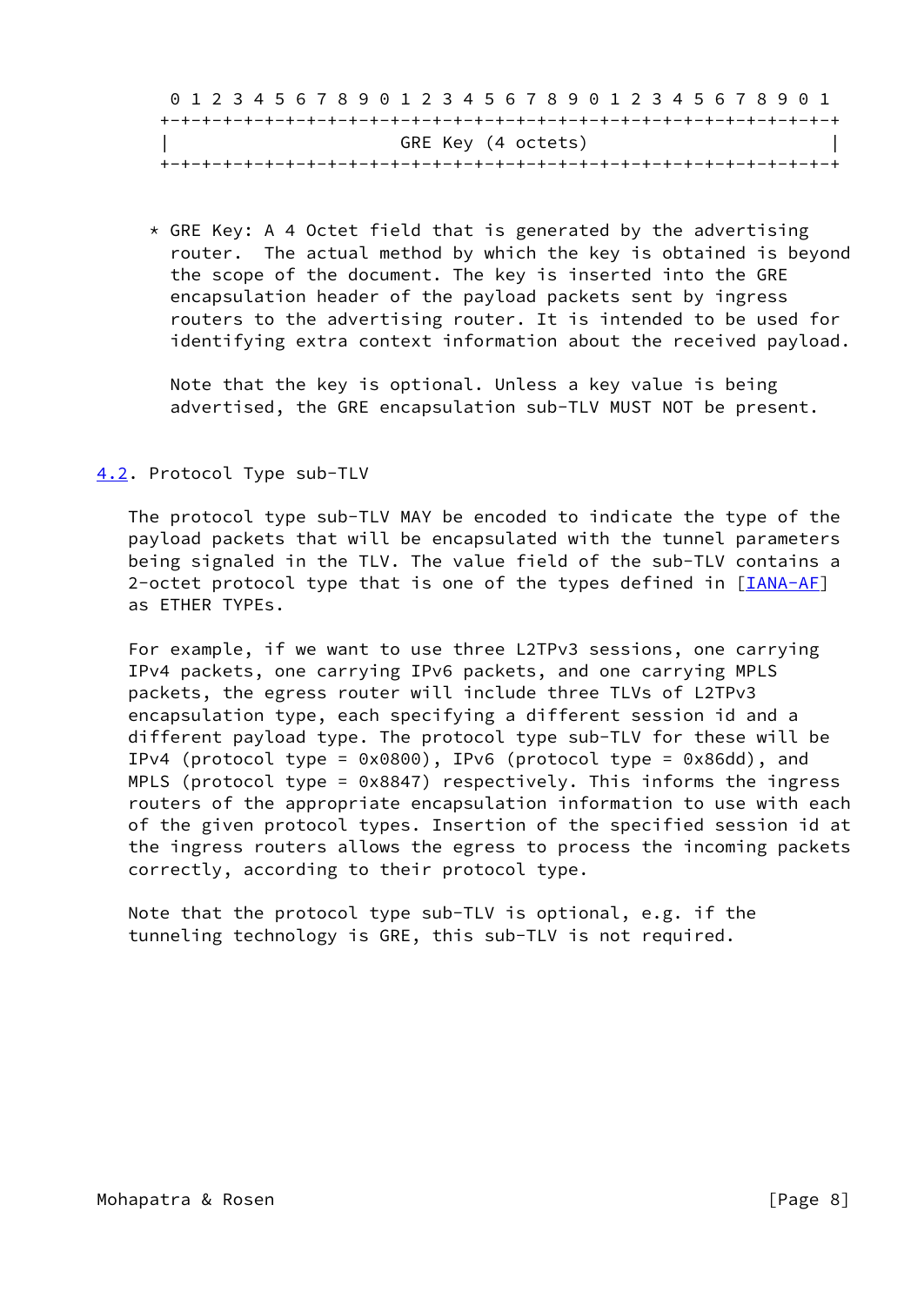```
 0 1 2 3 4 5 6 7 8 9 0 1 2 3 4 5 6 7 8 9 0 1 2 3 4 5 6 7 8 9 0 1
+-+-+-+-+-+-+-+-+-+-+-+-+-+-+-+-+-+-+-+-+-+-+-+-+-+-+-+-+-+-+-+-+
|                      GRE Key (4 octets)                       |
+-+-+-+-+-+-+-+-+-+-+-+-+-+-+-+-+-+-+-+-+-+-+-+-+-+-+-+-+-+-+-+-+
```

* GRE Key: A 4 Octet field that is generated by the advertising router. The actual method by which the key is obtained is beyond the scope of the document. The key is inserted into the GRE encapsulation header of the payload packets sent by ingress routers to the advertising router. It is intended to be used for identifying extra context information about the received payload.

  Note that the key is optional. Unless a key value is being advertised, the GRE encapsulation sub-TLV MUST NOT be present.

### 4.2. Protocol Type sub-TLV

The protocol type sub-TLV MAY be encoded to indicate the type of the payload packets that will be encapsulated with the tunnel parameters being signaled in the TLV. The value field of the sub-TLV contains a 2-octet protocol type that is one of the types defined in [IANA-AF] as ETHER TYPEs.

For example, if we want to use three L2TPv3 sessions, one carrying IPv4 packets, one carrying IPv6 packets, and one carrying MPLS packets, the egress router will include three TLVs of L2TPv3 encapsulation type, each specifying a different session id and a different payload type. The protocol type sub-TLV for these will be IPv4 (protocol type = 0x0800), IPv6 (protocol type = 0x86dd), and MPLS (protocol type = 0x8847) respectively. This informs the ingress routers of the appropriate encapsulation information to use with each of the given protocol types. Insertion of the specified session id at the ingress routers allows the egress to process the incoming packets correctly, according to their protocol type.

Note that the protocol type sub-TLV is optional, e.g. if the tunneling technology is GRE, this sub-TLV is not required.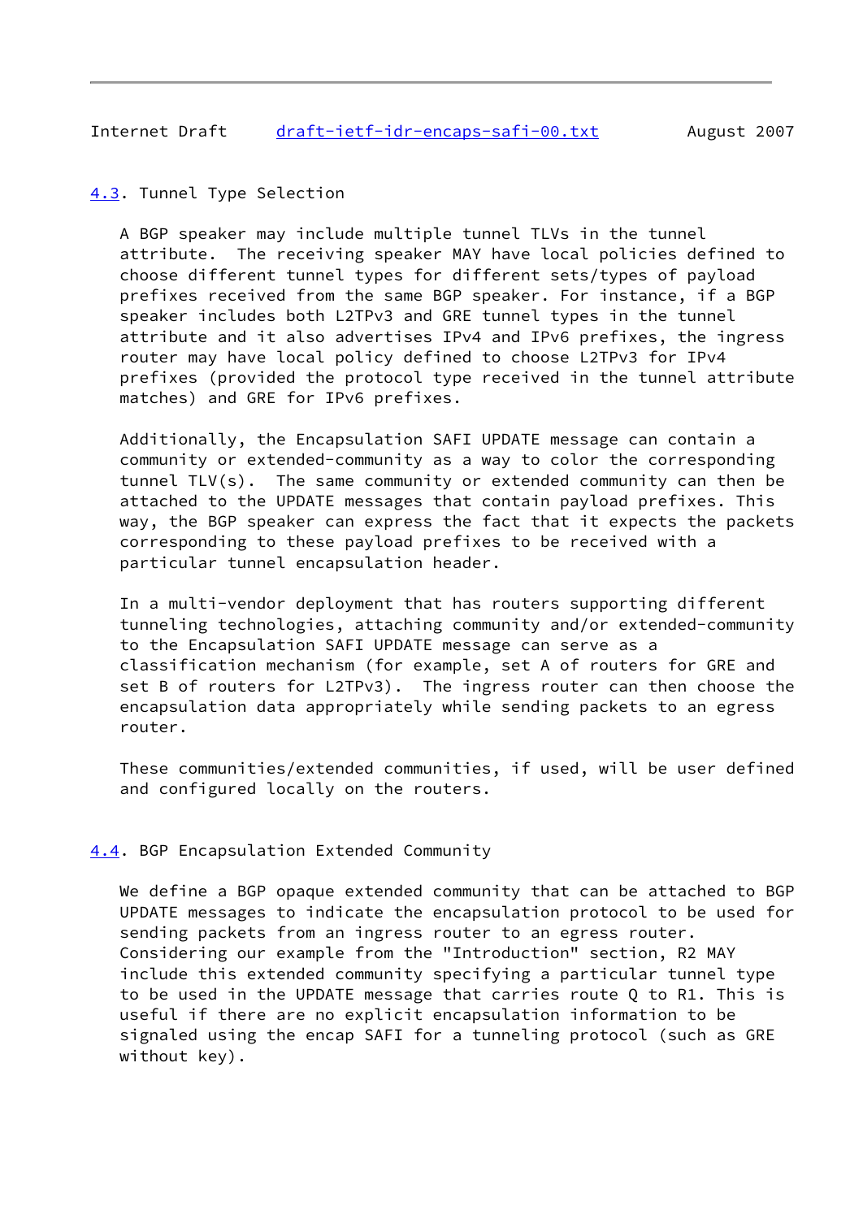### 4.3. Tunnel Type Selection

A BGP speaker may include multiple tunnel TLVs in the tunnel attribute. The receiving speaker MAY have local policies defined to choose different tunnel types for different sets/types of payload prefixes received from the same BGP speaker. For instance, if a BGP speaker includes both L2TPv3 and GRE tunnel types in the tunnel attribute and it also advertises IPv4 and IPv6 prefixes, the ingress router may have local policy defined to choose L2TPv3 for IPv4 prefixes (provided the protocol type received in the tunnel attribute matches) and GRE for IPv6 prefixes.

Additionally, the Encapsulation SAFI UPDATE message can contain a community or extended-community as a way to color the corresponding tunnel TLV(s). The same community or extended community can then be attached to the UPDATE messages that contain payload prefixes. This way, the BGP speaker can express the fact that it expects the packets corresponding to these payload prefixes to be received with a particular tunnel encapsulation header.

In a multi-vendor deployment that has routers supporting different tunneling technologies, attaching community and/or extended-community to the Encapsulation SAFI UPDATE message can serve as a classification mechanism (for example, set A of routers for GRE and set B of routers for L2TPv3). The ingress router can then choose the encapsulation data appropriately while sending packets to an egress router.

These communities/extended communities, if used, will be user defined and configured locally on the routers.

### 4.4. BGP Encapsulation Extended Community

We define a BGP opaque extended community that can be attached to BGP UPDATE messages to indicate the encapsulation protocol to be used for sending packets from an ingress router to an egress router. Considering our example from the "Introduction" section, R2 MAY include this extended community specifying a particular tunnel type to be used in the UPDATE message that carries route Q to R1. This is useful if there are no explicit encapsulation information to be signaled using the encap SAFI for a tunneling protocol (such as GRE without key).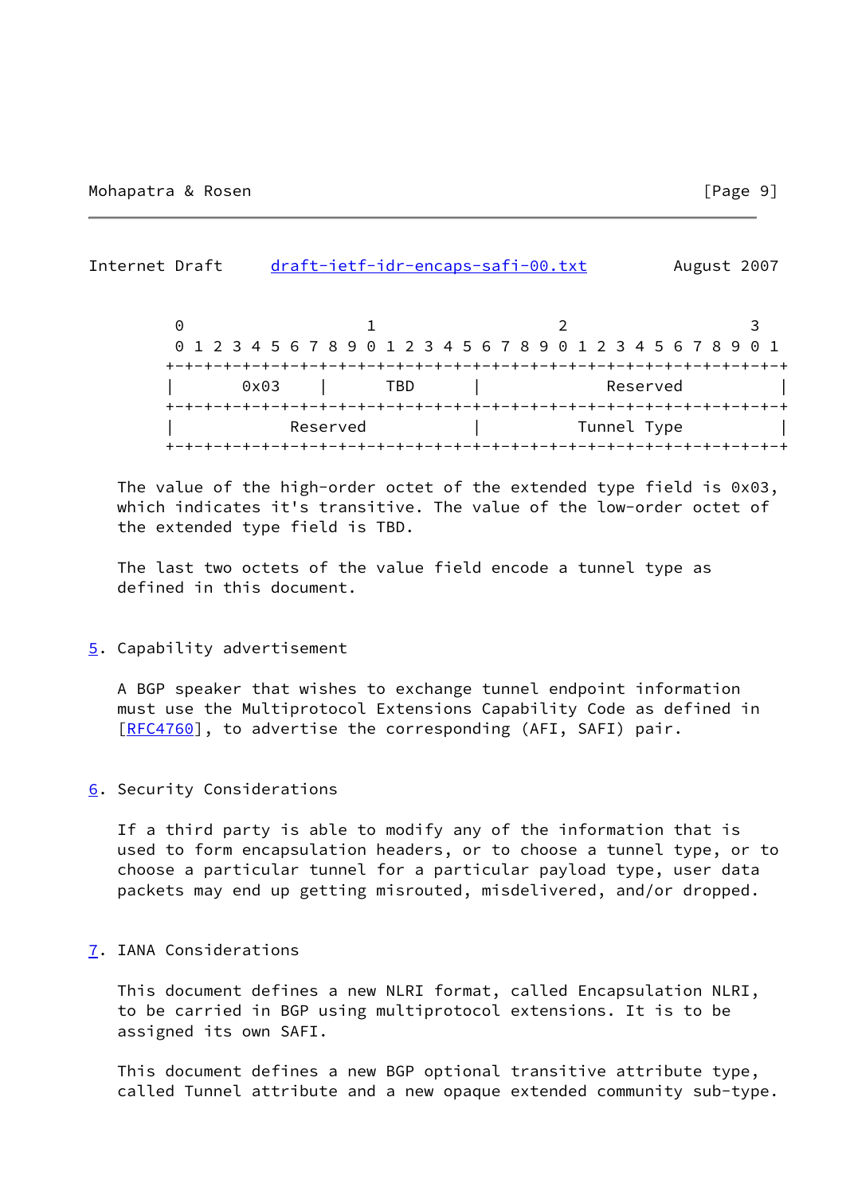```
    0                   1                   2                   3
    0 1 2 3 4 5 6 7 8 9 0 1 2 3 4 5 6 7 8 9 0 1 2 3 4 5 6 7 8 9 0 1
   +-+-+-+-+-+-+-+-+-+-+-+-+-+-+-+-+-+-+-+-+-+-+-+-+-+-+-+-+-+-+-+-+
   |      0x03     |      TBD      |           Reserved            |
   +-+-+-+-+-+-+-+-+-+-+-+-+-+-+-+-+-+-+-+-+-+-+-+-+-+-+-+-+-+-+-+-+
   |           Reserved            |          Tunnel Type          |
   +-+-+-+-+-+-+-+-+-+-+-+-+-+-+-+-+-+-+-+-+-+-+-+-+-+-+-+-+-+-+-+-+
```

The value of the high-order octet of the extended type field is 0x03, which indicates it's transitive. The value of the low-order octet of the extended type field is TBD.

The last two octets of the value field encode a tunnel type as defined in this document.

## 5. Capability advertisement

A BGP speaker that wishes to exchange tunnel endpoint information must use the Multiprotocol Extensions Capability Code as defined in [RFC4760], to advertise the corresponding (AFI, SAFI) pair.

## 6. Security Considerations

If a third party is able to modify any of the information that is used to form encapsulation headers, or to choose a tunnel type, or to choose a particular tunnel for a particular payload type, user data packets may end up getting misrouted, misdelivered, and/or dropped.

## 7. IANA Considerations

This document defines a new NLRI format, called Encapsulation NLRI, to be carried in BGP using multiprotocol extensions. It is to be assigned its own SAFI.

This document defines a new BGP optional transitive attribute type, called Tunnel attribute and a new opaque extended community sub-type.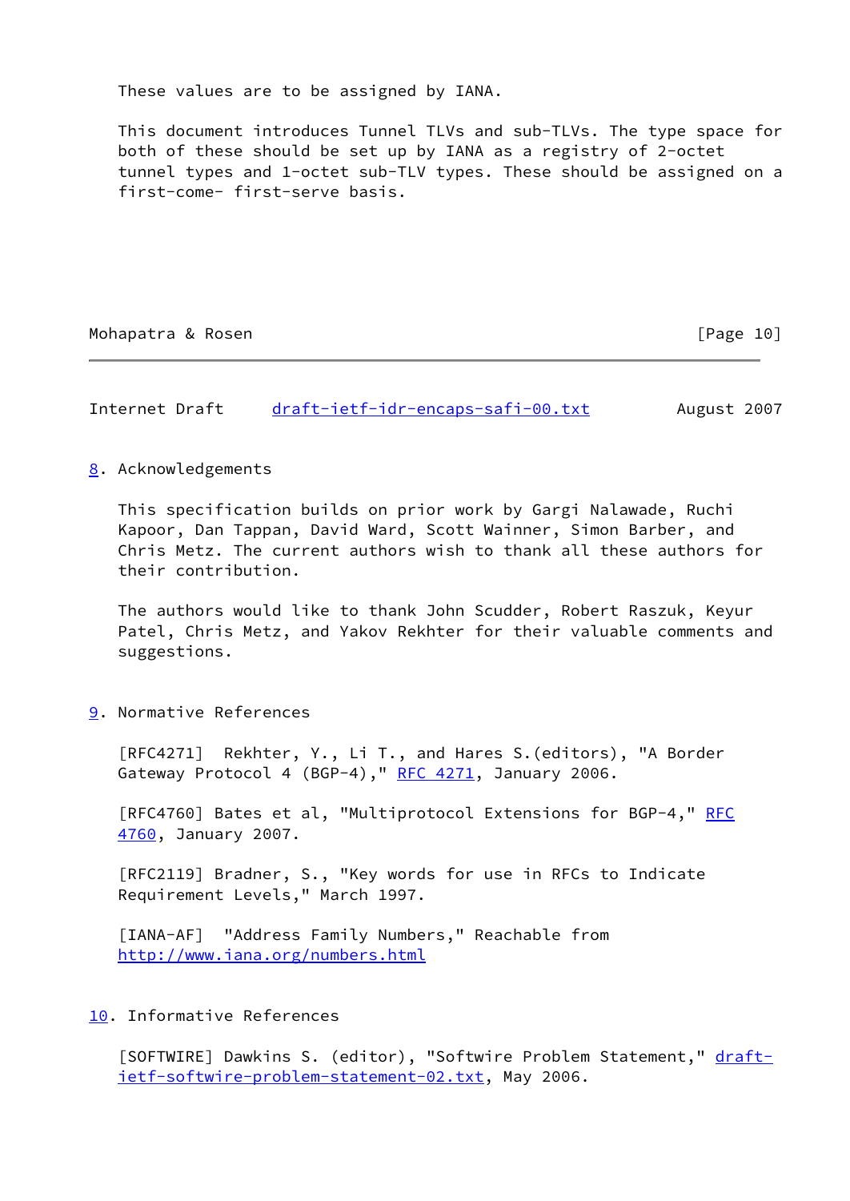These values are to be assigned by IANA.

This document introduces Tunnel TLVs and sub-TLVs. The type space for both of these should be set up by IANA as a registry of 2-octet tunnel types and 1-octet sub-TLV types. These should be assigned on a first-come- first-serve basis.

## 8. Acknowledgements

This specification builds on prior work by Gargi Nalawade, Ruchi Kapoor, Dan Tappan, David Ward, Scott Wainner, Simon Barber, and Chris Metz. The current authors wish to thank all these authors for their contribution.

The authors would like to thank John Scudder, Robert Raszuk, Keyur Patel, Chris Metz, and Yakov Rekhter for their valuable comments and suggestions.

## 9. Normative References

[RFC4271] Rekhter, Y., Li T., and Hares S.(editors), "A Border Gateway Protocol 4 (BGP-4)," RFC 4271, January 2006.

[RFC4760] Bates et al, "Multiprotocol Extensions for BGP-4," RFC 4760, January 2007.

[RFC2119] Bradner, S., "Key words for use in RFCs to Indicate Requirement Levels," March 1997.

[IANA-AF] "Address Family Numbers," Reachable from http://www.iana.org/numbers.html

## 10. Informative References

[SOFTWIRE] Dawkins S. (editor), "Softwire Problem Statement," draft-ietf-softwire-problem-statement-02.txt, May 2006.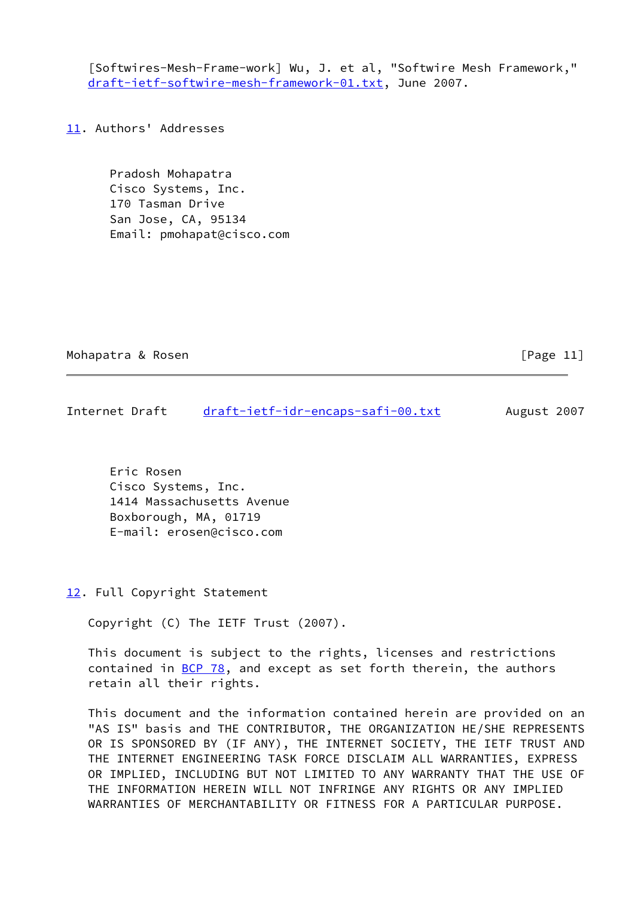[Softwires-Mesh-Frame-work] Wu, J. et al, "Softwire Mesh Framework," draft-ietf-softwire-mesh-framework-01.txt, June 2007.

## 11. Authors' Addresses

Pradosh Mohapatra
Cisco Systems, Inc.
170 Tasman Drive
San Jose, CA, 95134
Email: pmohapat@cisco.com

Eric Rosen
Cisco Systems, Inc.
1414 Massachusetts Avenue
Boxborough, MA, 01719
E-mail: erosen@cisco.com

## 12. Full Copyright Statement

Copyright (C) The IETF Trust (2007).

This document is subject to the rights, licenses and restrictions contained in BCP 78, and except as set forth therein, the authors retain all their rights.

This document and the information contained herein are provided on an "AS IS" basis and THE CONTRIBUTOR, THE ORGANIZATION HE/SHE REPRESENTS OR IS SPONSORED BY (IF ANY), THE INTERNET SOCIETY, THE IETF TRUST AND THE INTERNET ENGINEERING TASK FORCE DISCLAIM ALL WARRANTIES, EXPRESS OR IMPLIED, INCLUDING BUT NOT LIMITED TO ANY WARRANTY THAT THE USE OF THE INFORMATION HEREIN WILL NOT INFRINGE ANY RIGHTS OR ANY IMPLIED WARRANTIES OF MERCHANTABILITY OR FITNESS FOR A PARTICULAR PURPOSE.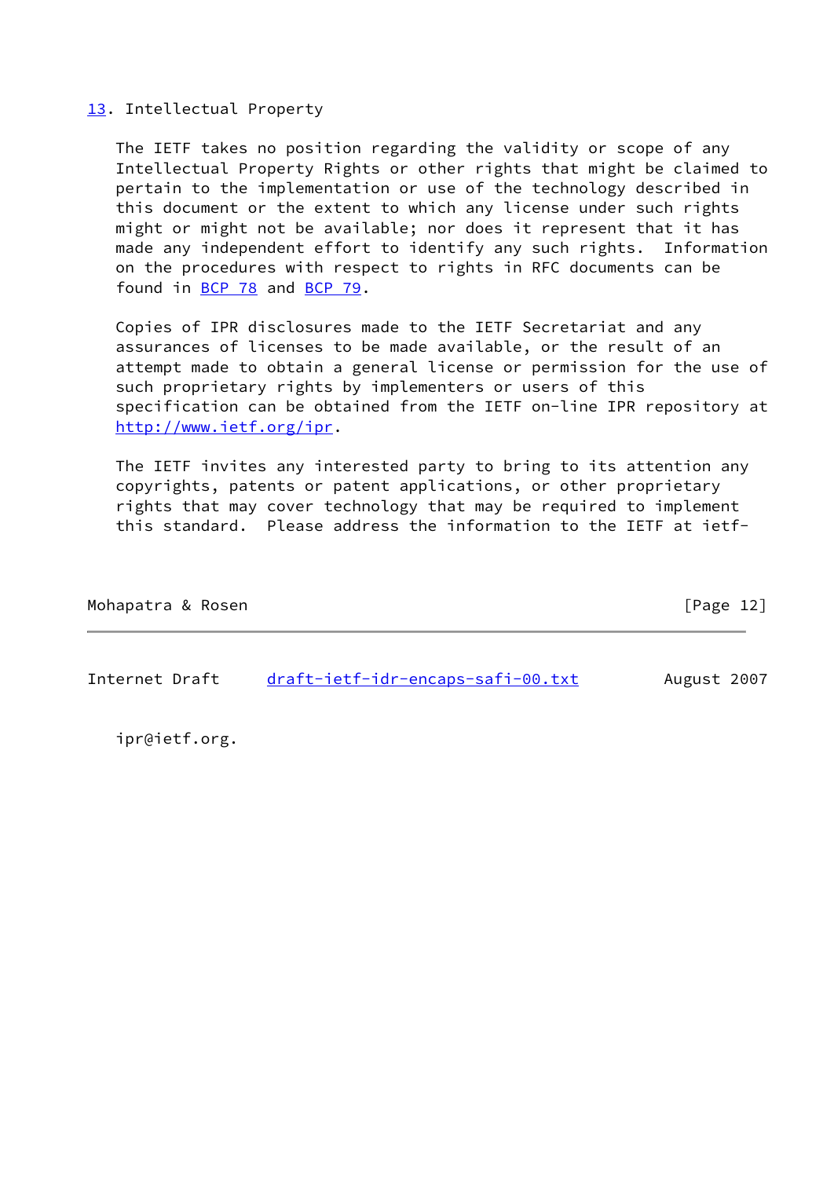## 13. Intellectual Property

The IETF takes no position regarding the validity or scope of any Intellectual Property Rights or other rights that might be claimed to pertain to the implementation or use of the technology described in this document or the extent to which any license under such rights might or might not be available; nor does it represent that it has made any independent effort to identify any such rights. Information on the procedures with respect to rights in RFC documents can be found in BCP 78 and BCP 79.

Copies of IPR disclosures made to the IETF Secretariat and any assurances of licenses to be made available, or the result of an attempt made to obtain a general license or permission for the use of such proprietary rights by implementers or users of this specification can be obtained from the IETF on-line IPR repository at http://www.ietf.org/ipr.

The IETF invites any interested party to bring to its attention any copyrights, patents or patent applications, or other proprietary rights that may cover technology that may be required to implement this standard. Please address the information to the IETF at ietf-ipr@ietf.org.